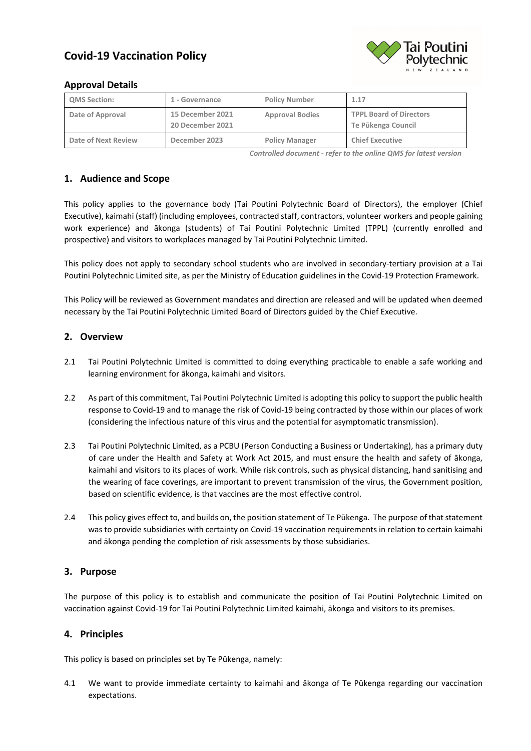# Covid-19 Vaccination Policy

## Approval Details

| QMS Section: | 1 - Governance | Policy Number | 1.17 |
|---|---|---|---|
| Date of Approval | 15 December 2021<br>20 December 2021 | Approval Bodies | TPPL Board of Directors<br>Te Pūkenga Council |
| Date of Next Review | December 2023 | Policy Manager | Chief Executive |

*Controlled document - refer to the online QMS for latest version*

## 1. Audience and Scope

This policy applies to the governance body (Tai Poutini Polytechnic Board of Directors), the employer (Chief Executive), kaimahi (staff) (including employees, contracted staff, contractors, volunteer workers and people gaining work experience) and ākonga (students) of Tai Poutini Polytechnic Limited (TPPL) (currently enrolled and prospective) and visitors to workplaces managed by Tai Poutini Polytechnic Limited.

This policy does not apply to secondary school students who are involved in secondary-tertiary provision at a Tai Poutini Polytechnic Limited site, as per the Ministry of Education guidelines in the Covid-19 Protection Framework.

This Policy will be reviewed as Government mandates and direction are released and will be updated when deemed necessary by the Tai Poutini Polytechnic Limited Board of Directors guided by the Chief Executive.

## 2. Overview

2.1 Tai Poutini Polytechnic Limited is committed to doing everything practicable to enable a safe working and learning environment for ākonga, kaimahi and visitors.

2.2 As part of this commitment, Tai Poutini Polytechnic Limited is adopting this policy to support the public health response to Covid-19 and to manage the risk of Covid-19 being contracted by those within our places of work (considering the infectious nature of this virus and the potential for asymptomatic transmission).

2.3 Tai Poutini Polytechnic Limited, as a PCBU (Person Conducting a Business or Undertaking), has a primary duty of care under the Health and Safety at Work Act 2015, and must ensure the health and safety of ākonga, kaimahi and visitors to its places of work. While risk controls, such as physical distancing, hand sanitising and the wearing of face coverings, are important to prevent transmission of the virus, the Government position, based on scientific evidence, is that vaccines are the most effective control.

2.4 This policy gives effect to, and builds on, the position statement of Te Pūkenga. The purpose of that statement was to provide subsidiaries with certainty on Covid-19 vaccination requirements in relation to certain kaimahi and ākonga pending the completion of risk assessments by those subsidiaries.

## 3. Purpose

The purpose of this policy is to establish and communicate the position of Tai Poutini Polytechnic Limited on vaccination against Covid-19 for Tai Poutini Polytechnic Limited kaimahi, ākonga and visitors to its premises.

## 4. Principles

This policy is based on principles set by Te Pūkenga, namely:

4.1 We want to provide immediate certainty to kaimahi and ākonga of Te Pūkenga regarding our vaccination expectations.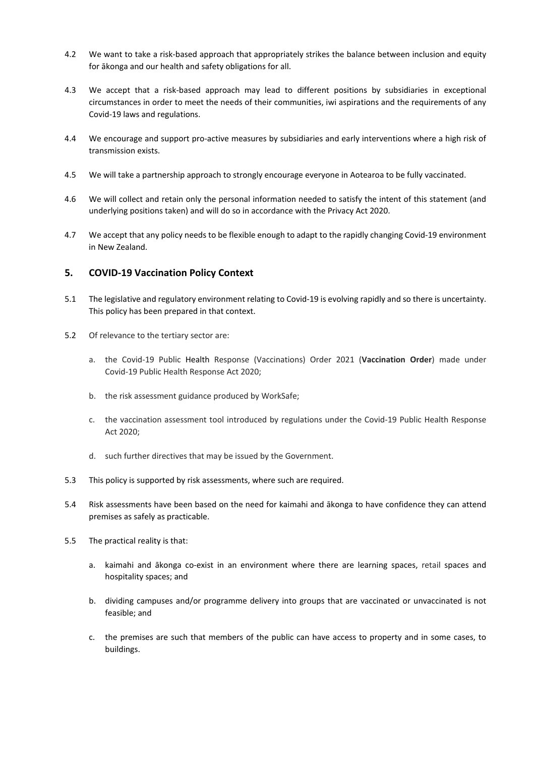4.2 We want to take a risk-based approach that appropriately strikes the balance between inclusion and equity for ākonga and our health and safety obligations for all.

4.3 We accept that a risk-based approach may lead to different positions by subsidiaries in exceptional circumstances in order to meet the needs of their communities, iwi aspirations and the requirements of any Covid-19 laws and regulations.

4.4 We encourage and support pro-active measures by subsidiaries and early interventions where a high risk of transmission exists.

4.5 We will take a partnership approach to strongly encourage everyone in Aotearoa to be fully vaccinated.

4.6 We will collect and retain only the personal information needed to satisfy the intent of this statement (and underlying positions taken) and will do so in accordance with the Privacy Act 2020.

4.7 We accept that any policy needs to be flexible enough to adapt to the rapidly changing Covid-19 environment in New Zealand.

## 5. COVID-19 Vaccination Policy Context

5.1 The legislative and regulatory environment relating to Covid-19 is evolving rapidly and so there is uncertainty. This policy has been prepared in that context.

5.2 Of relevance to the tertiary sector are:

a. the Covid-19 Public Health Response (Vaccinations) Order 2021 (**Vaccination Order**) made under Covid-19 Public Health Response Act 2020;

b. the risk assessment guidance produced by WorkSafe;

c. the vaccination assessment tool introduced by regulations under the Covid-19 Public Health Response Act 2020;

d. such further directives that may be issued by the Government.

5.3 This policy is supported by risk assessments, where such are required.

5.4 Risk assessments have been based on the need for kaimahi and ākonga to have confidence they can attend premises as safely as practicable.

5.5 The practical reality is that:

a. kaimahi and ākonga co-exist in an environment where there are learning spaces, retail spaces and hospitality spaces; and

b. dividing campuses and/or programme delivery into groups that are vaccinated or unvaccinated is not feasible; and

c. the premises are such that members of the public can have access to property and in some cases, to buildings.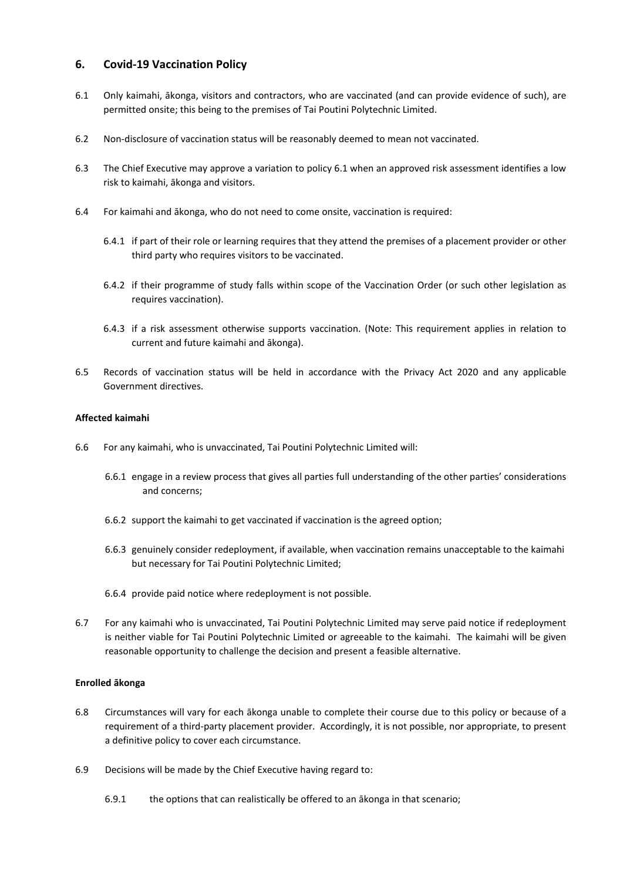## 6. Covid-19 Vaccination Policy

6.1 Only kaimahi, ākonga, visitors and contractors, who are vaccinated (and can provide evidence of such), are permitted onsite; this being to the premises of Tai Poutini Polytechnic Limited.

6.2 Non-disclosure of vaccination status will be reasonably deemed to mean not vaccinated.

6.3 The Chief Executive may approve a variation to policy 6.1 when an approved risk assessment identifies a low risk to kaimahi, ākonga and visitors.

6.4 For kaimahi and ākonga, who do not need to come onsite, vaccination is required:

6.4.1 if part of their role or learning requires that they attend the premises of a placement provider or other third party who requires visitors to be vaccinated.

6.4.2 if their programme of study falls within scope of the Vaccination Order (or such other legislation as requires vaccination).

6.4.3 if a risk assessment otherwise supports vaccination. (Note: This requirement applies in relation to current and future kaimahi and ākonga).

6.5 Records of vaccination status will be held in accordance with the Privacy Act 2020 and any applicable Government directives.

**Affected kaimahi**

6.6 For any kaimahi, who is unvaccinated, Tai Poutini Polytechnic Limited will:

6.6.1 engage in a review process that gives all parties full understanding of the other parties' considerations and concerns;

6.6.2 support the kaimahi to get vaccinated if vaccination is the agreed option;

6.6.3 genuinely consider redeployment, if available, when vaccination remains unacceptable to the kaimahi but necessary for Tai Poutini Polytechnic Limited;

6.6.4 provide paid notice where redeployment is not possible.

6.7 For any kaimahi who is unvaccinated, Tai Poutini Polytechnic Limited may serve paid notice if redeployment is neither viable for Tai Poutini Polytechnic Limited or agreeable to the kaimahi. The kaimahi will be given reasonable opportunity to challenge the decision and present a feasible alternative.

**Enrolled ākonga**

6.8 Circumstances will vary for each ākonga unable to complete their course due to this policy or because of a requirement of a third-party placement provider. Accordingly, it is not possible, nor appropriate, to present a definitive policy to cover each circumstance.

6.9 Decisions will be made by the Chief Executive having regard to:

6.9.1 the options that can realistically be offered to an ākonga in that scenario;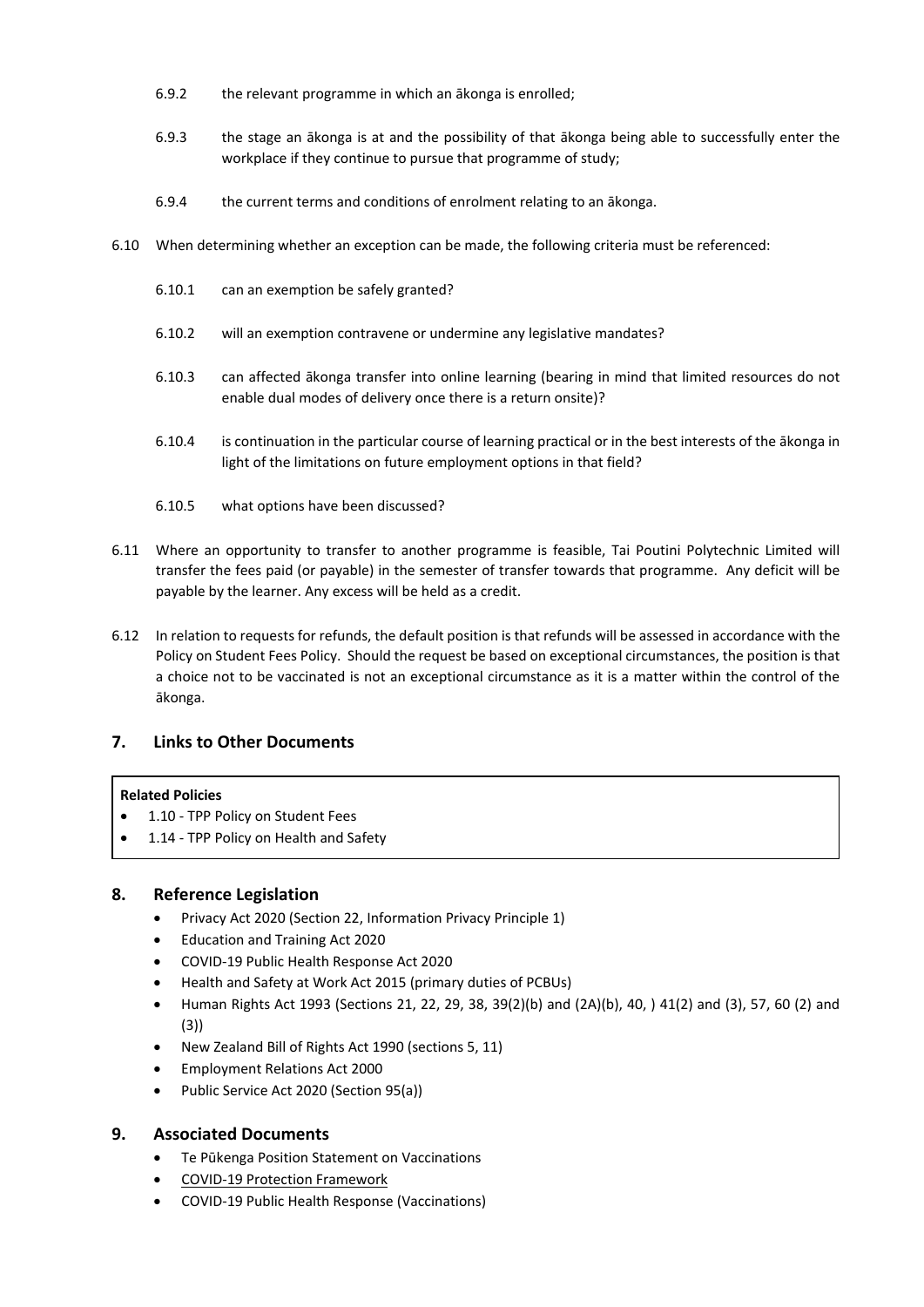6.9.2 the relevant programme in which an ākonga is enrolled;

6.9.3 the stage an ākonga is at and the possibility of that ākonga being able to successfully enter the workplace if they continue to pursue that programme of study;

6.9.4 the current terms and conditions of enrolment relating to an ākonga.

6.10 When determining whether an exception can be made, the following criteria must be referenced:

6.10.1 can an exemption be safely granted?

6.10.2 will an exemption contravene or undermine any legislative mandates?

6.10.3 can affected ākonga transfer into online learning (bearing in mind that limited resources do not enable dual modes of delivery once there is a return onsite)?

6.10.4 is continuation in the particular course of learning practical or in the best interests of the ākonga in light of the limitations on future employment options in that field?

6.10.5 what options have been discussed?

6.11 Where an opportunity to transfer to another programme is feasible, Tai Poutini Polytechnic Limited will transfer the fees paid (or payable) in the semester of transfer towards that programme. Any deficit will be payable by the learner. Any excess will be held as a credit.

6.12 In relation to requests for refunds, the default position is that refunds will be assessed in accordance with the Policy on Student Fees Policy. Should the request be based on exceptional circumstances, the position is that a choice not to be vaccinated is not an exceptional circumstance as it is a matter within the control of the ākonga.

## 7. Links to Other Documents

**Related Policies**

- 1.10 - TPP Policy on Student Fees
- 1.14 - TPP Policy on Health and Safety

## 8. Reference Legislation

- Privacy Act 2020 (Section 22, Information Privacy Principle 1)
- Education and Training Act 2020
- COVID-19 Public Health Response Act 2020
- Health and Safety at Work Act 2015 (primary duties of PCBUs)
- Human Rights Act 1993 (Sections 21, 22, 29, 38, 39(2)(b) and (2A)(b), 40, ) 41(2) and (3), 57, 60 (2) and (3))
- New Zealand Bill of Rights Act 1990 (sections 5, 11)
- Employment Relations Act 2000
- Public Service Act 2020 (Section 95(a))

## 9. Associated Documents

- Te Pūkenga Position Statement on Vaccinations
- COVID-19 Protection Framework
- COVID-19 Public Health Response (Vaccinations)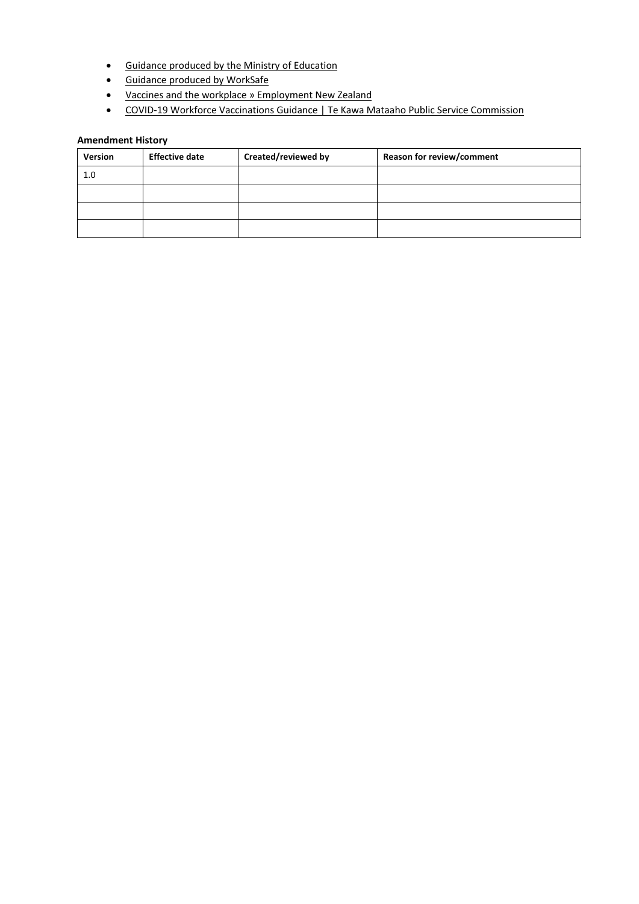- Guidance produced by the Ministry of Education
- Guidance produced by WorkSafe
- Vaccines and the workplace » Employment New Zealand
- COVID-19 Workforce Vaccinations Guidance | Te Kawa Mataaho Public Service Commission

**Amendment History**

| Version | Effective date | Created/reviewed by | Reason for review/comment |
|---|---|---|---|
| 1.0 | | | |
| | | | |
| | | | |
| | | | |